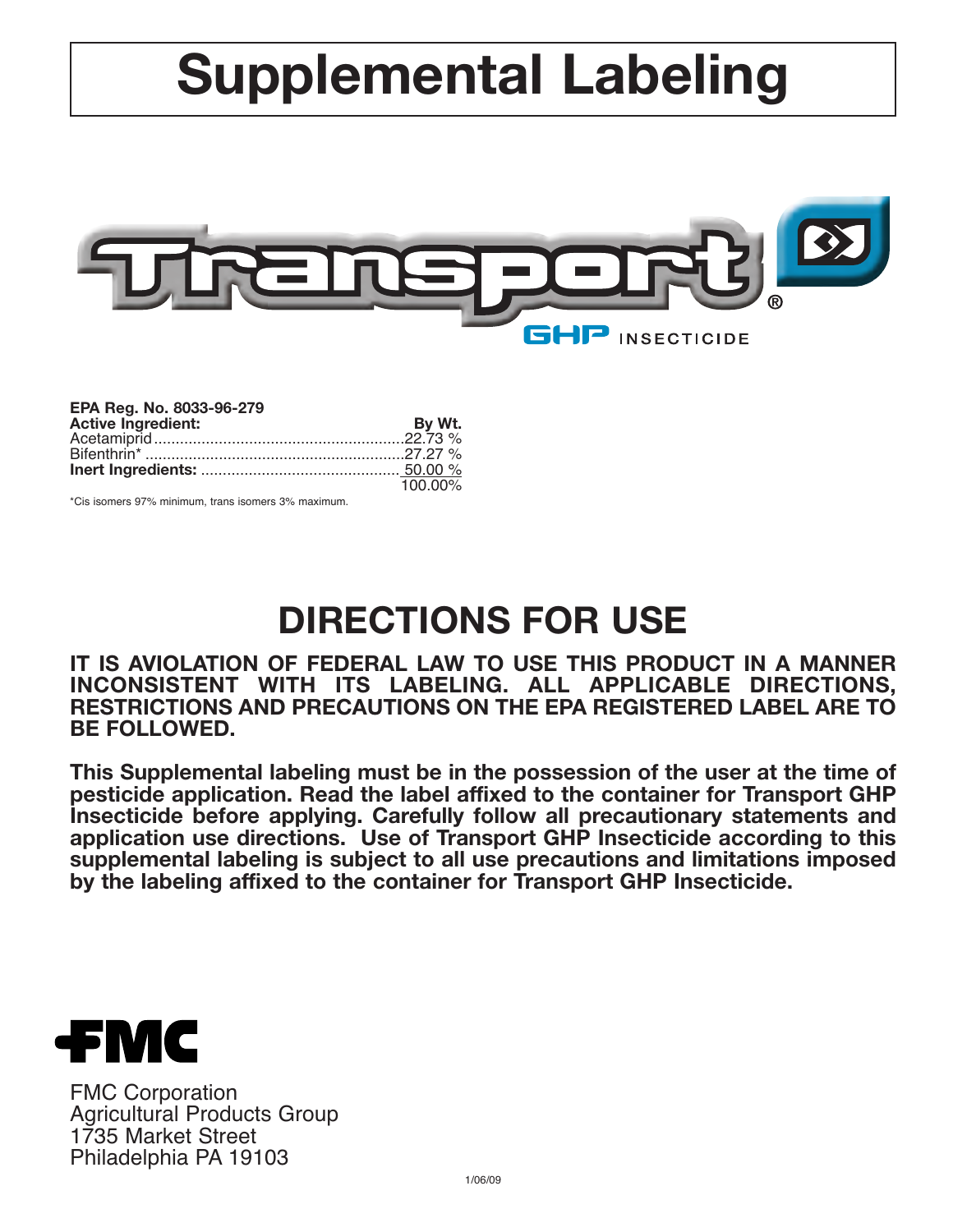# Supplemental Labeling

Transport® GHP INSECTICIDE

**EPA Reg. No. 8033-96-279**

| **Active Ingredient:** | **By Wt.** |
|---|---|
| Acetamiprid | 22.73 % |
| Bifenthrin* | 27.27 % |
| **Inert Ingredients:** | 50.00 % |
| | 100.00% |

*Cis isomers 97% minimum, trans isomers 3% maximum.

# DIRECTIONS FOR USE

**IT IS AVIOLATION OF FEDERAL LAW TO USE THIS PRODUCT IN A MANNER INCONSISTENT WITH ITS LABELING. ALL APPLICABLE DIRECTIONS, RESTRICTIONS AND PRECAUTIONS ON THE EPA REGISTERED LABEL ARE TO BE FOLLOWED.**

**This Supplemental labeling must be in the possession of the user at the time of pesticide application. Read the label affixed to the container for Transport GHP Insecticide before applying. Carefully follow all precautionary statements and application use directions. Use of Transport GHP Insecticide according to this supplemental labeling is subject to all use precautions and limitations imposed by the labeling affixed to the container for Transport GHP Insecticide.**

FMC

FMC Corporation
Agricultural Products Group
1735 Market Street
Philadelphia PA 19103

1/06/09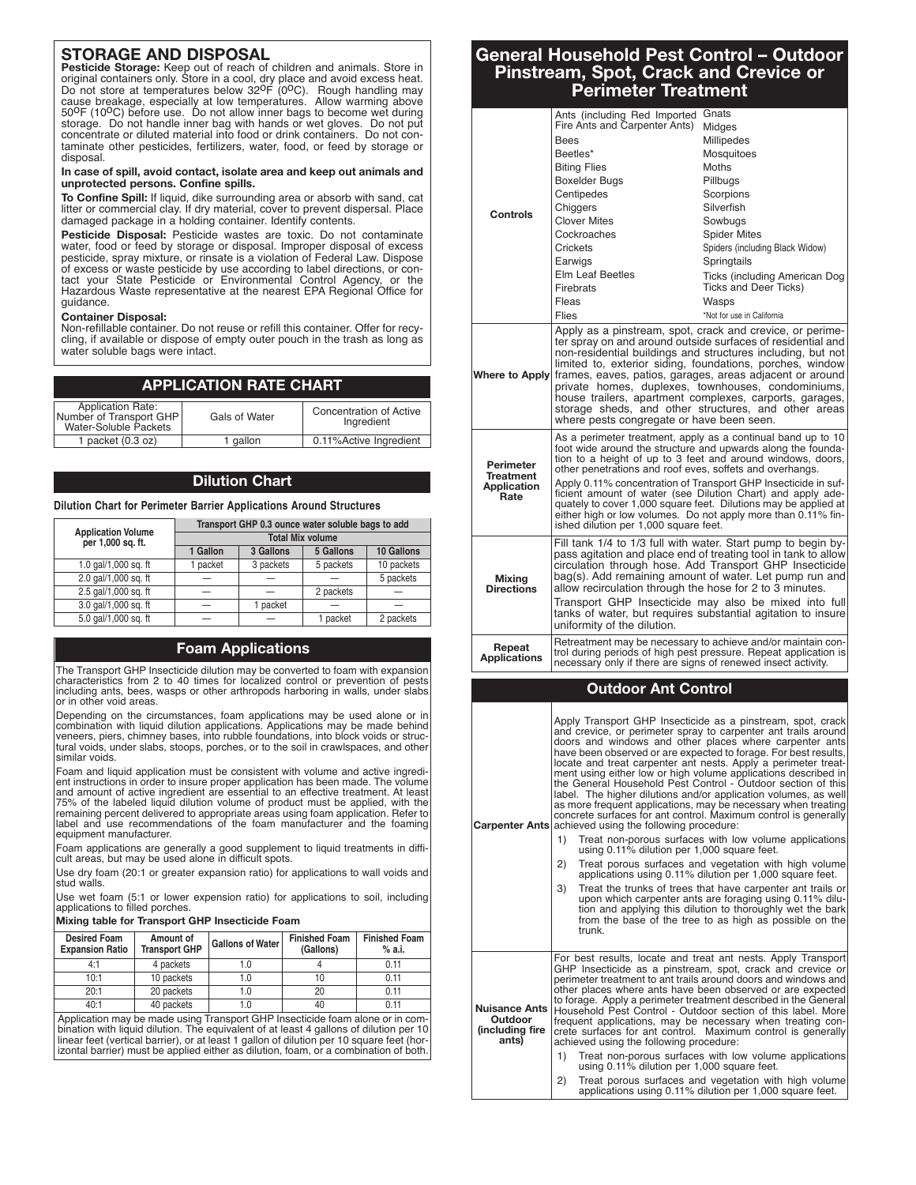## STORAGE AND DISPOSAL

**Pesticide Storage:** Keep out of reach of children and animals. Store in original containers only. Store in a cool, dry place and avoid excess heat. Do not store at temperatures below 32ºF (0ºC). Rough handling may cause breakage, especially at low temperatures. Allow warming above 50ºF (10ºC) before use. Do not allow inner bags to become wet during storage. Do not handle inner bag with hands or wet gloves. Do not put concentrate or diluted material into food or drink containers. Do not contaminate other pesticides, fertilizers, water, food, or feed by storage or disposal.

**In case of spill, avoid contact, isolate area and keep out animals and unprotected persons. Confine spills.**

**To Confine Spill:** If liquid, dike surrounding area or absorb with sand, cat litter or commercial clay. If dry material, cover to prevent dispersal. Place damaged package in a holding container. Identify contents.

**Pesticide Disposal:** Pesticide wastes are toxic. Do not contaminate water, food or feed by storage or disposal. Improper disposal of excess pesticide, spray mixture, or rinsate is a violation of Federal Law. Dispose of excess or waste pesticide by use according to label directions, or contact your State Pesticide or Environmental Control Agency, or the Hazardous Waste representative at the nearest EPA Regional Office for guidance.

**Container Disposal:**
Non-refillable container. Do not reuse or refill this container. Offer for recycling, if available or dispose of empty outer pouch in the trash as long as water soluble bags were intact.

## APPLICATION RATE CHART

| Application Rate: Number of Transport GHP Water-Soluble Packets | Gals of Water | Concentration of Active Ingredient |
|---|---|---|
| 1 packet (0.3 oz) | 1 gallon | 0.11%Active Ingredient |

## Dilution Chart

**Dilution Chart for Perimeter Barrier Applications Around Structures**

| Application Volume per 1,000 sq. ft. | Transport GHP 0.3 ounce water soluble bags to add | | | |
|---|---|---|---|---|
| | Total Mix volume | | | |
| | 1 Gallon | 3 Gallons | 5 Gallons | 10 Gallons |
| 1.0 gal/1,000 sq. ft | 1 packet | 3 packets | 5 packets | 10 packets |
| 2.0 gal/1,000 sq. ft | — | — | — | 5 packets |
| 2.5 gal/1,000 sq. ft | — | — | 2 packets | — |
| 3.0 gal/1,000 sq. ft | — | 1 packet | — | — |
| 5.0 gal/1,000 sq. ft | — | — | 1 packet | 2 packets |

## Foam Applications

The Transport GHP Insecticide dilution may be converted to foam with expansion characteristics from 2 to 40 times for localized control or prevention of pests including ants, bees, wasps or other arthropods harboring in walls, under slabs or in other void areas.

Depending on the circumstances, foam applications may be used alone or in combination with liquid dilution applications. Applications may be made behind veneers, piers, chimney bases, into rubble foundations, into block voids or structural voids, under slabs, stoops, porches, or to the soil in crawlspaces, and other similar voids.

Foam and liquid application must be consistent with volume and active ingredient instructions in order to insure proper application has been made. The volume and amount of active ingredient are essential to an effective treatment. At least 75% of the labeled liquid dilution volume of product must be applied, with the remaining percent delivered to appropriate areas using foam application. Refer to label and use recommendations of the foam manufacturer and the foaming equipment manufacturer.

Foam applications are generally a good supplement to liquid treatments in difficult areas, but may be used alone in difficult spots.

Use dry foam (20:1 or greater expansion ratio) for applications to wall voids and stud walls.

Use wet foam (5:1 or lower expension ratio) for applications to soil, including applications to filled porches.

**Mixing table for Transport GHP Insecticide Foam**

| Desired Foam Expansion Ratio | Amount of Transport GHP | Gallons of Water | Finished Foam (Gallons) | Finished Foam % a.i. |
|---|---|---|---|---|
| 4:1 | 4 packets | 1.0 | 4 | 0.11 |
| 10:1 | 10 packets | 1.0 | 10 | 0.11 |
| 20:1 | 20 packets | 1.0 | 20 | 0.11 |
| 40:1 | 40 packets | 1.0 | 40 | 0.11 |

Application may be made using Transport GHP Insecticide foam alone or in combination with liquid dilution. The equivalent of at least 4 gallons of dilution per 10 linear feet (vertical barrier), or at least 1 gallon of dilution per 10 square feet (horizontal barrier) must be applied either as dilution, foam, or a combination of both.

## General Household Pest Control – Outdoor Pinstream, Spot, Crack and Crevice or Perimeter Treatment

**Controls**

| | |
|---|---|
| Ants (including Red Imported Fire Ants and Carpenter Ants) | Gnats |
| Bees | Midges |
| Beetles* | Millipedes |
| Biting Flies | Mosquitoes |
| Boxelder Bugs | Moths |
| Centipedes | Pillbugs |
| Chiggers | Scorpions |
| Clover Mites | Silverfish |
| Cockroaches | Sowbugs |
| Crickets | Spider Mites |
| Earwigs | Spiders (including Black Widow) |
| Elm Leaf Beetles | Springtails |
| Firebrats | Ticks (including American Dog Ticks and Deer Ticks) |
| Fleas | Wasps |
| Flies | *Not for use in California |

**Where to Apply:** Apply as a pinstream, spot, crack and crevice, or perimeter spray on and around outside surfaces of residential and non-residential buildings and structures including, but not limited to, exterior siding, foundations, porches, window frames, eaves, patios, garages, areas adjacent or around private homes, duplexes, townhouses, condominiums, house trailers, apartment complexes, carports, garages, storage sheds, and other structures, and other areas where pests congregate or have been seen.

**Perimeter Treatment Application Rate:** As a perimeter treatment, apply as a continual band up to 10 foot wide around the structure and upwards along the foundation to a height of up to 3 feet and around windows, doors, other penetrations and roof eves, soffets and overhangs.

Apply 0.11% concentration of Transport GHP Insecticide in sufficient amount of water (see Dilution Chart) and apply adequately to cover 1,000 square feet. Dilutions may be applied at either high or low volumes. Do not apply more than 0.11% finished dilution per 1,000 square feet.

**Mixing Directions:** Fill tank 1/4 to 1/3 full with water. Start pump to begin bypass agitation and place end of treating tool in tank to allow circulation through hose. Add Transport GHP Insecticide bag(s). Add remaining amount of water. Let pump run and allow recirculation through the hose for 2 to 3 minutes.

Transport GHP Insecticide may also be mixed into full tanks of water, but requires substantial agitation to insure uniformity of the dilution.

**Repeat Applications:** Retreatment may be necessary to achieve and/or maintain control during periods of high pest pressure. Repeat application is necessary only if there are signs of renewed insect activity.

## Outdoor Ant Control

**Carpenter Ants:** Apply Transport GHP Insecticide as a pinstream, spot, crack and crevice, or perimeter spray to carpenter ant trails around doors and windows and other places where carpenter ants have been observed or are expected to forage. For best results, locate and treat carpenter ant nests. Apply a perimeter treatment using either low or high volume applications described in the General Household Pest Control - Outdoor section of this label. The higher dilutions and/or application volumes, as well as more frequent applications, may be necessary when treating concrete surfaces for ant control. Maximum control is generally achieved using the following procedure:

1) Treat non-porous surfaces with low volume applications using 0.11% dilution per 1,000 square feet.
2) Treat porous surfaces and vegetation with high volume applications using 0.11% dilution per 1,000 square feet.
3) Treat the trunks of trees that have carpenter ant trails or upon which carpenter ants are foraging using 0.11% dilution and applying this dilution to thoroughly wet the bark from the base of the tree to as high as possible on the trunk.

**Nuisance Ants Outdoor (including fire ants):** For best results, locate and treat ant nests. Apply Transport GHP Insecticide as a pinstream, spot, crack and crevice or perimeter treatment to ant trails around doors and windows and other places where ants have been observed or are expected to forage. Apply a perimeter treatment described in the General Household Pest Control - Outdoor section of this label. More frequent applications, may be necessary when treating concrete surfaces for ant control. Maximum control is generally achieved using the following procedure:

1) Treat non-porous surfaces with low volume applications using 0.11% dilution per 1,000 square feet.
2) Treat porous surfaces and vegetation with high volume applications using 0.11% dilution per 1,000 square feet.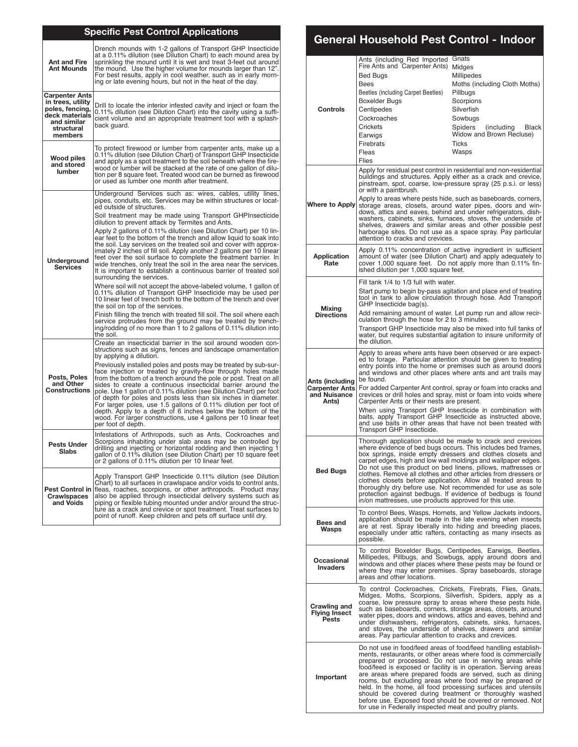## Specific Pest Control Applications

| | |
|---|---|
| **Ant and Fire Ant Mounds** | Drench mounds with 1-2 gallons of Transport GHP Insecticide at a 0.11% dilution (see Dilution Chart) to each mound area by sprinkling the mound until it is wet and treat 3-feet out around the mound. Use the higher volume for mounds larger than 12". For best results, apply in cool weather, such as in early morning or late evening hours, but not in the heat of the day. |
| **Carpenter Ants in trees, utility poles, fencing, deck materials and similar structural members** | Drill to locate the interior infested cavity and inject or foam the 0.11% dilution (see Dilution Chart) into the cavity using a sufficient volume and an appropriate treatment tool with a splash-back guard. |
| **Wood piles and stored lumber** | To protect firewood or lumber from carpenter ants, make up a 0.11% dilution (see Dilution Chart) of Transport GHP Insecticide and apply as a spot treatment to the soil beneath where the firewood or lumber will be stacked at the rate of one gallon of dilution per 8 square feet. Treated wood can be burned as firewood or used as lumber one month after treatment. |
| **Underground Services** | Underground Services such as: wires, cables, utility lines, pipes, conduits, etc. Services may be within structures or located outside of structures.<br><br>Soil treatment may be made using Transport GHPInsecticide dilution to prevent attack by Termites and Ants.<br><br>Apply 2 gallons of 0.11% dilution (see Dilution Chart) per 10 linear feet to the bottom of the trench and allow liquid to soak into the soil. Lay services on the treated soil and cover with approximately 2 inches of fill soil. Apply another 2 gallons per 10 linear feet over the soil surface to complete the treatment barrier. In wide trenches, only treat the soil in the area near the services. It is important to establish a continuous barrier of treated soil surrounding the services.<br><br>Where soil will not accept the above-labeled volume, 1 gallon of 0.11% dilution of Transport GHP Insecticide may be used per 10 linear feet of trench both to the bottom of the trench and over the soil on top of the services.<br><br>Finish filling the trench with treated fill soil. The soil where each service protrudes from the ground may be treated by trenching/rodding of no more than 1 to 2 gallons of 0.11% dilution into the soil. |
| **Posts, Poles and Other Constructions** | Create an insecticidal barrier in the soil around wooden constructions such as signs, fences and landscape ornamentation by applying a dilution.<br><br>Previously installed poles and posts may be treated by sub-surface injection or treated by gravity-flow through holes made from the bottom of a trench around the pole or post. Treat on all sides to create a continuous insecticidal barrier around the pole. Use 1 gallon of 0.11% dilution (see Dilution Chart) per foot of depth for poles and posts less than six inches in diameter. For larger poles, use 1.5 gallons of 0.11% dilution per foot of depth. Apply to a depth of 6 inches below the bottom of the wood. For larger constructions, use 4 gallons per 10 linear feet per foot of depth. |
| **Pests Under Slabs** | Infestations of Arthropods, such as Ants, Cockroaches and Scorpions inhabiting under slab areas may be controlled by drilling and injecting or horizontal rodding and then injecting 1 gallon of 0.11% dilution (see Dilution Chart) per 10 square feet or 2 gallons of 0.11% dilution per 10 linear feet. |
| **Pest Control in Crawlspaces and Voids** | Apply Transport GHP Insecticide 0.11% dilution (see Dilution Chart) to all surfaces in crawlspace and/or voids to control ants, fleas, roaches, scorpions, or other arthropods. Product may also be applied through insecticidal delivery systems such as piping or flexible tubing mounted under and/or around the structure as a crack and crevice or spot treatment. Treat surfaces to point of runoff. Keep children and pets off surface until dry. |

## General Household Pest Control - Indoor

| | |
|---|---|
| **Controls** | Ants (including Red Imported Fire Ants and Carpenter Ants)<br>Bed Bugs<br>Bees<br>Beetles (including Carpet Beetles)<br>Boxelder Bugs<br>Centipedes<br>Cockroaches<br>Crickets<br>Earwigs<br>Firebrats<br>Fleas<br>Flies<br>Gnats<br>Midges<br>Millipedes<br>Moths (including Cloth Moths)<br>Pillbugs<br>Scorpions<br>Silverfish<br>Sowbugs<br>Spiders (including Black Widow and Brown Recluse)<br>Ticks<br>Wasps |
| **Where to Apply** | Apply for residual pest control in residential and non-residential buildings and structures. Apply either as a crack and crevice, pinstream, spot, coarse, low-pressure spray (25 p.s.i. or less) or with a paintbrush.<br><br>Apply to areas where pests hide, such as baseboards, corners, storage areas, closets, around water pipes, doors and windows, attics and eaves, behind and under refrigerators, dishwashers, cabinets, sinks, furnaces, stoves, the underside of shelves, drawers and similar areas and other possible pest harborage sites. Do not use as a space spray. Pay particular attention to cracks and crevices. |
| **Application Rate** | Apply 0.11% concentration of active ingredient in sufficient amount of water (see Dilution Chart) and apply adequately to cover 1,000 square feet. Do not apply more than 0.11% finished dilution per 1,000 square feet. |
| **Mixing Directions** | Fill tank 1/4 to 1/3 full with water.<br><br>Start pump to begin by-pass agitation and place end of treating tool in tank to allow circulation through hose. Add Transport GHP Insecticide bag(s).<br><br>Add remaining amount of water. Let pump run and allow recirculation through the hose for 2 to 3 minutes.<br><br>Transport GHP Insecticide may also be mixed into full tanks of water, but requires substantial agitation to insure uniformity of the dilution. |
| **Ants (including Carpenter Ants and Nuisance Ants)** | Apply to areas where ants have been observed or are expected to forage. Particular attention should be given to treating entry points into the home or premises such as around doors and windows and other places where ants and ant trails may be found.<br><br>For added Carpenter Ant control, spray or foam into cracks and crevices or drill holes and spray, mist or foam into voids where Carpenter Ants or their nests are present.<br><br>When using Transport GHP Insecticide in combination with baits, apply Transport GHP Insecticide as instructed above, and use baits in other areas that have not been treated with Transport GHP Insecticide. |
| **Bed Bugs** | Thorough application should be made to crack and crevices where evidence of bed bugs occurs. This includes bed frames, box springs, inside empty dressers and clothes closets and carpet edges, high and low wall moldings and wallpaper edges. Do not use this product on bed linens, pillows, mattresses or clothes. Remove all clothes and other articles from dressers or clothes closets before application. Allow all treated areas to thoroughly dry before use. Not recommended for use as sole protection against bedbugs. If evidence of bedbugs is found in/on mattresses, use products approved for this use. |
| **Bees and Wasps** | To control Bees, Wasps, Hornets, and Yellow Jackets indoors, application should be made in the late evening when insects are at rest. Spray liberally into hiding and breeding places, especially under attic rafters, contacting as many insects as possible. |
| **Occasional Invaders** | To control Boxelder Bugs, Centipedes, Earwigs, Beetles, Millipedes, Pillbugs, and Sowbugs, apply around doors and windows and other places where these pests may be found or where they may enter premises. Spray baseboards, storage areas and other locations. |
| **Crawling and Flying Insect Pests** | To control Cockroaches, Crickets, Firebrats, Flies, Gnats, Midges, Moths, Scorpions, Silverfish, Spiders, apply as a coarse, low pressure spray to areas where these pests hide, such as baseboards, corners, storage areas, closets, around water pipes, doors and windows, attics and eaves, behind and under dishwashers, refrigerators, cabinets, sinks, furnaces, and stoves, the underside of shelves, drawers and similar areas. Pay particular attention to cracks and crevices. |
| **Important** | Do not use in food/feed areas of food/feed handling establishments, restaurants, or other areas where food is commercially prepared or processed. Do not use in serving areas while food/feed is exposed or facility is in operation. Serving areas are areas where prepared foods are served, such as dining rooms, but excluding areas where food may be prepared or held. In the home, all food processing surfaces and utensils should be covered during treatment or thoroughly washed before use. Exposed food should be covered or removed. Not for use in Federally inspected meat and poultry plants. |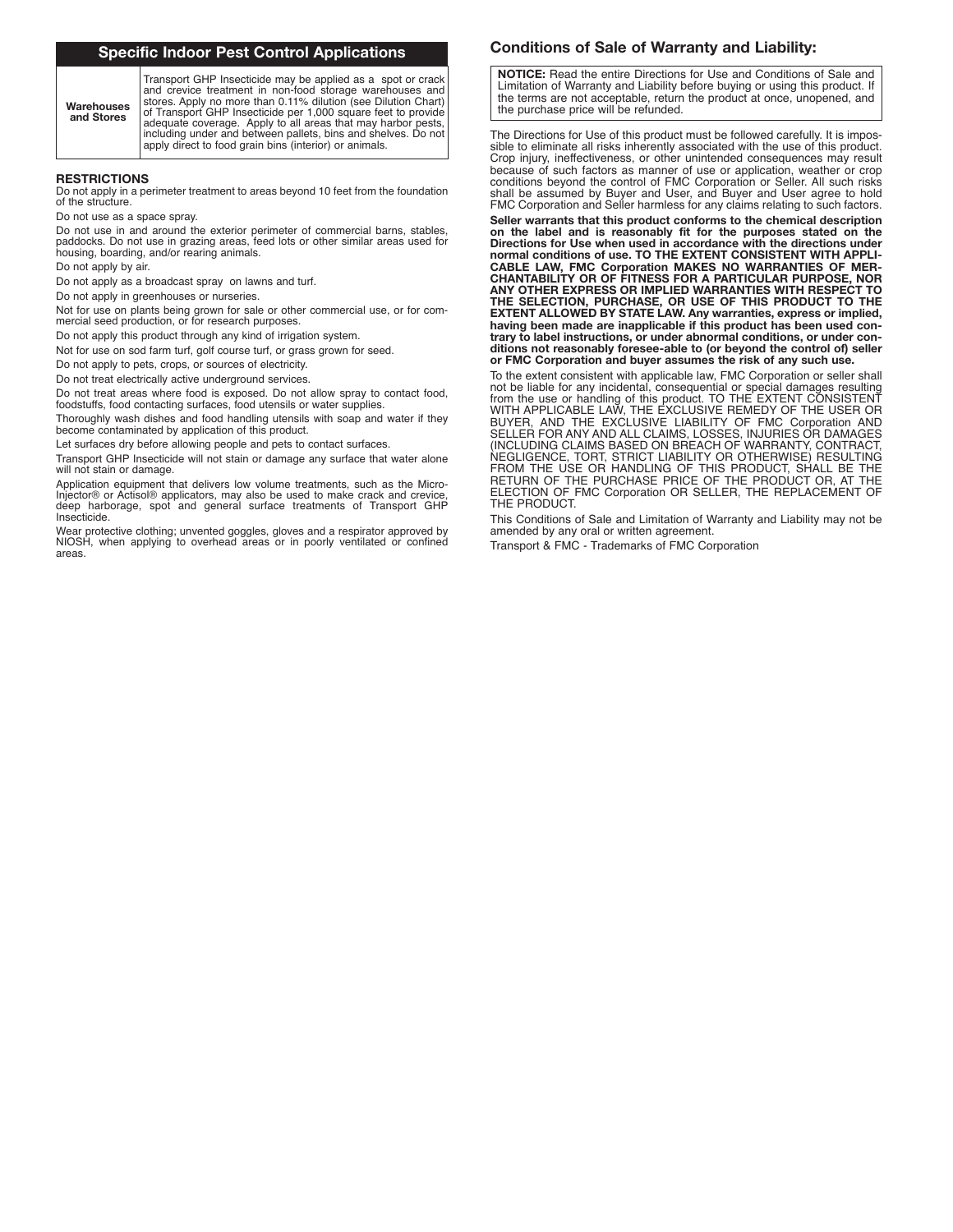## Specific Indoor Pest Control Applications

| | |
|---|---|
| **Warehouses and Stores** | Transport GHP Insecticide may be applied as a spot or crack and crevice treatment in non-food storage warehouses and stores. Apply no more than 0.11% dilution (see Dilution Chart) of Transport GHP Insecticide per 1,000 square feet to provide adequate coverage. Apply to all areas that may harbor pests, including under and between pallets, bins and shelves. Do not apply direct to food grain bins (interior) or animals. |

### RESTRICTIONS

Do not apply in a perimeter treatment to areas beyond 10 feet from the foundation of the structure.

Do not use as a space spray.

Do not use in and around the exterior perimeter of commercial barns, stables, paddocks. Do not use in grazing areas, feed lots or other similar areas used for housing, boarding, and/or rearing animals.

Do not apply by air.

Do not apply as a broadcast spray on lawns and turf.

Do not apply in greenhouses or nurseries.

Not for use on plants being grown for sale or other commercial use, or for commercial seed production, or for research purposes.

Do not apply this product through any kind of irrigation system.

Not for use on sod farm turf, golf course turf, or grass grown for seed.

Do not apply to pets, crops, or sources of electricity.

Do not treat electrically active underground services.

Do not treat areas where food is exposed. Do not allow spray to contact food, foodstuffs, food contacting surfaces, food utensils or water supplies.

Thoroughly wash dishes and food handling utensils with soap and water if they become contaminated by application of this product.

Let surfaces dry before allowing people and pets to contact surfaces.

Transport GHP Insecticide will not stain or damage any surface that water alone will not stain or damage.

Application equipment that delivers low volume treatments, such as the Micro-Injector® or Actisol® applicators, may also be used to make crack and crevice, deep harborage, spot and general surface treatments of Transport GHP Insecticide.

Wear protective clothing; unvented goggles, gloves and a respirator approved by NIOSH, when applying to overhead areas or in poorly ventilated or confined areas.

## Conditions of Sale of Warranty and Liability:

**NOTICE:** Read the entire Directions for Use and Conditions of Sale and Limitation of Warranty and Liability before buying or using this product. If the terms are not acceptable, return the product at once, unopened, and the purchase price will be refunded.

The Directions for Use of this product must be followed carefully. It is impossible to eliminate all risks inherently associated with the use of this product. Crop injury, ineffectiveness, or other unintended consequences may result because of such factors as manner of use or application, weather or crop conditions beyond the control of FMC Corporation or Seller. All such risks shall be assumed by Buyer and User, and Buyer and User agree to hold FMC Corporation and Seller harmless for any claims relating to such factors.

**Seller warrants that this product conforms to the chemical description on the label and is reasonably fit for the purposes stated on the Directions for Use when used in accordance with the directions under normal conditions of use. TO THE EXTENT CONSISTENT WITH APPLICABLE LAW, FMC Corporation MAKES NO WARRANTIES OF MERCHANTABILITY OR OF FITNESS FOR A PARTICULAR PURPOSE, NOR ANY OTHER EXPRESS OR IMPLIED WARRANTIES WITH RESPECT TO THE SELECTION, PURCHASE, OR USE OF THIS PRODUCT TO THE EXTENT ALLOWED BY STATE LAW. Any warranties, express or implied, having been made are inapplicable if this product has been used contrary to label instructions, or under abnormal conditions, or under conditions not reasonably foresee-able to (or beyond the control of) seller or FMC Corporation and buyer assumes the risk of any such use.**

To the extent consistent with applicable law, FMC Corporation or seller shall not be liable for any incidental, consequential or special damages resulting from the use or handling of this product. TO THE EXTENT CONSISTENT WITH APPLICABLE LAW, THE EXCLUSIVE REMEDY OF THE USER OR BUYER, AND THE EXCLUSIVE LIABILITY OF FMC Corporation AND SELLER FOR ANY AND ALL CLAIMS, LOSSES, INJURIES OR DAMAGES (INCLUDING CLAIMS BASED ON BREACH OF WARRANTY, CONTRACT, NEGLIGENCE, TORT, STRICT LIABILITY OR OTHERWISE) RESULTING FROM THE USE OR HANDLING OF THIS PRODUCT, SHALL BE THE RETURN OF THE PURCHASE PRICE OF THE PRODUCT OR, AT THE ELECTION OF FMC Corporation OR SELLER, THE REPLACEMENT OF THE PRODUCT.

This Conditions of Sale and Limitation of Warranty and Liability may not be amended by any oral or written agreement.

Transport & FMC - Trademarks of FMC Corporation